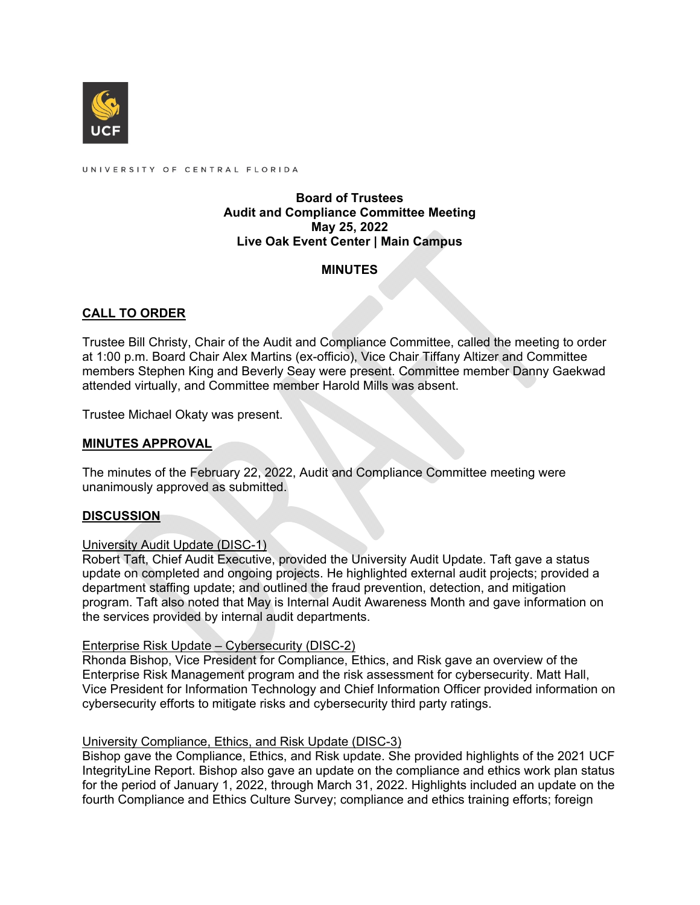UNIVERSITY OF CENTRAL FLORIDA

**Board of Trustees**
**Audit and Compliance Committee Meeting**
**May 25, 2022**
**Live Oak Event Center | Main Campus**

**MINUTES**

## CALL TO ORDER

Trustee Bill Christy, Chair of the Audit and Compliance Committee, called the meeting to order at 1:00 p.m. Board Chair Alex Martins (ex-officio), Vice Chair Tiffany Altizer and Committee members Stephen King and Beverly Seay were present. Committee member Danny Gaekwad attended virtually, and Committee member Harold Mills was absent.

Trustee Michael Okaty was present.

## MINUTES APPROVAL

The minutes of the February 22, 2022, Audit and Compliance Committee meeting were unanimously approved as submitted.

## DISCUSSION

University Audit Update (DISC-1)
Robert Taft, Chief Audit Executive, provided the University Audit Update. Taft gave a status update on completed and ongoing projects. He highlighted external audit projects; provided a department staffing update; and outlined the fraud prevention, detection, and mitigation program. Taft also noted that May is Internal Audit Awareness Month and gave information on the services provided by internal audit departments.

Enterprise Risk Update – Cybersecurity (DISC-2)
Rhonda Bishop, Vice President for Compliance, Ethics, and Risk gave an overview of the Enterprise Risk Management program and the risk assessment for cybersecurity. Matt Hall, Vice President for Information Technology and Chief Information Officer provided information on cybersecurity efforts to mitigate risks and cybersecurity third party ratings.

University Compliance, Ethics, and Risk Update (DISC-3)
Bishop gave the Compliance, Ethics, and Risk update. She provided highlights of the 2021 UCF IntegrityLine Report. Bishop also gave an update on the compliance and ethics work plan status for the period of January 1, 2022, through March 31, 2022. Highlights included an update on the fourth Compliance and Ethics Culture Survey; compliance and ethics training efforts; foreign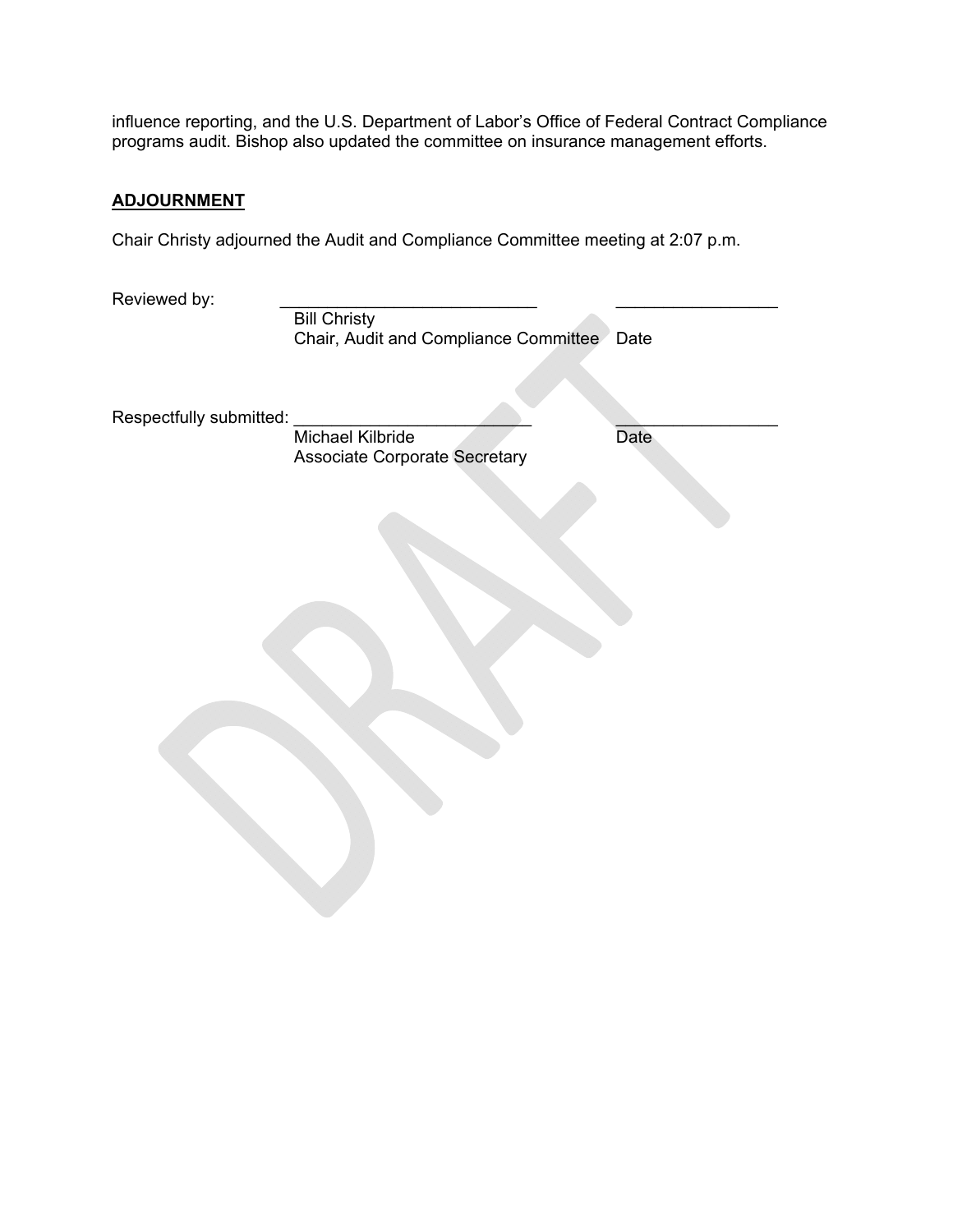influence reporting, and the U.S. Department of Labor's Office of Federal Contract Compliance programs audit. Bishop also updated the committee on insurance management efforts.

## ADJOURNMENT

Chair Christy adjourned the Audit and Compliance Committee meeting at 2:07 p.m.

Reviewed by: ____________________________ _________________

Bill Christy
Chair, Audit and Compliance Committee Date

Respectfully submitted: __________________________ _________________

Michael Kilbride Date
Associate Corporate Secretary

DRAFT